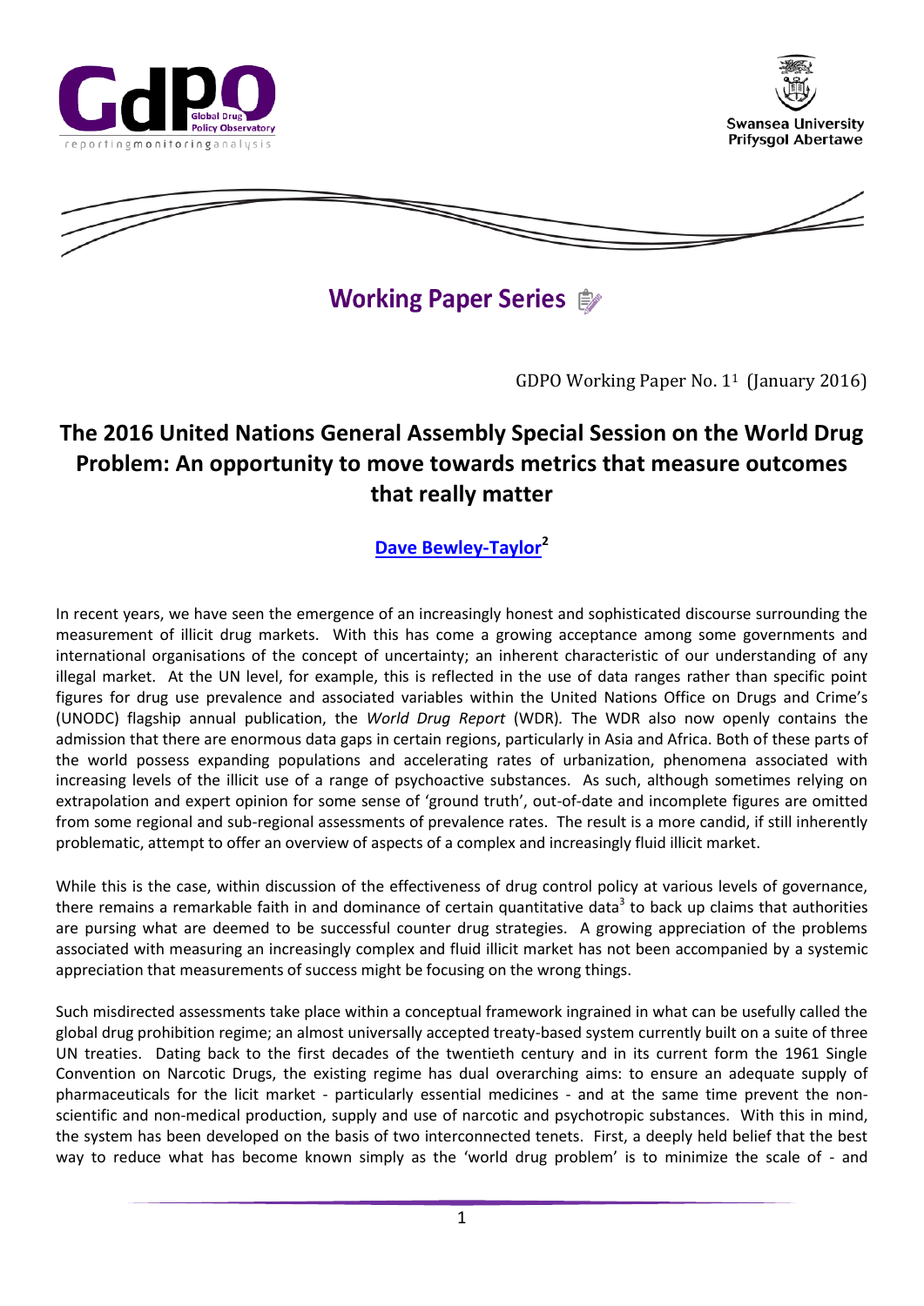Working Paper Series

GDPO Working Paper No. 1[1] (January 2016)

# The 2016 United Nations General Assembly Special Session on the World Drug Problem: An opportunity to move towards metrics that measure outcomes that really matter

**Dave Bewley-Taylor[2]**

In recent years, we have seen the emergence of an increasingly honest and sophisticated discourse surrounding the measurement of illicit drug markets. With this has come a growing acceptance among some governments and international organisations of the concept of uncertainty; an inherent characteristic of our understanding of any illegal market. At the UN level, for example, this is reflected in the use of data ranges rather than specific point figures for drug use prevalence and associated variables within the United Nations Office on Drugs and Crime's (UNODC) flagship annual publication, the *World Drug Report* (WDR). The WDR also now openly contains the admission that there are enormous data gaps in certain regions, particularly in Asia and Africa. Both of these parts of the world possess expanding populations and accelerating rates of urbanization, phenomena associated with increasing levels of the illicit use of a range of psychoactive substances. As such, although sometimes relying on extrapolation and expert opinion for some sense of 'ground truth', out-of-date and incomplete figures are omitted from some regional and sub-regional assessments of prevalence rates. The result is a more candid, if still inherently problematic, attempt to offer an overview of aspects of a complex and increasingly fluid illicit market.

While this is the case, within discussion of the effectiveness of drug control policy at various levels of governance, there remains a remarkable faith in and dominance of certain quantitative data[3] to back up claims that authorities are pursing what are deemed to be successful counter drug strategies. A growing appreciation of the problems associated with measuring an increasingly complex and fluid illicit market has not been accompanied by a systemic appreciation that measurements of success might be focusing on the wrong things.

Such misdirected assessments take place within a conceptual framework ingrained in what can be usefully called the global drug prohibition regime; an almost universally accepted treaty-based system currently built on a suite of three UN treaties. Dating back to the first decades of the twentieth century and in its current form the 1961 Single Convention on Narcotic Drugs, the existing regime has dual overarching aims: to ensure an adequate supply of pharmaceuticals for the licit market - particularly essential medicines - and at the same time prevent the non-scientific and non-medical production, supply and use of narcotic and psychotropic substances. With this in mind, the system has been developed on the basis of two interconnected tenets. First, a deeply held belief that the best way to reduce what has become known simply as the 'world drug problem' is to minimize the scale of - and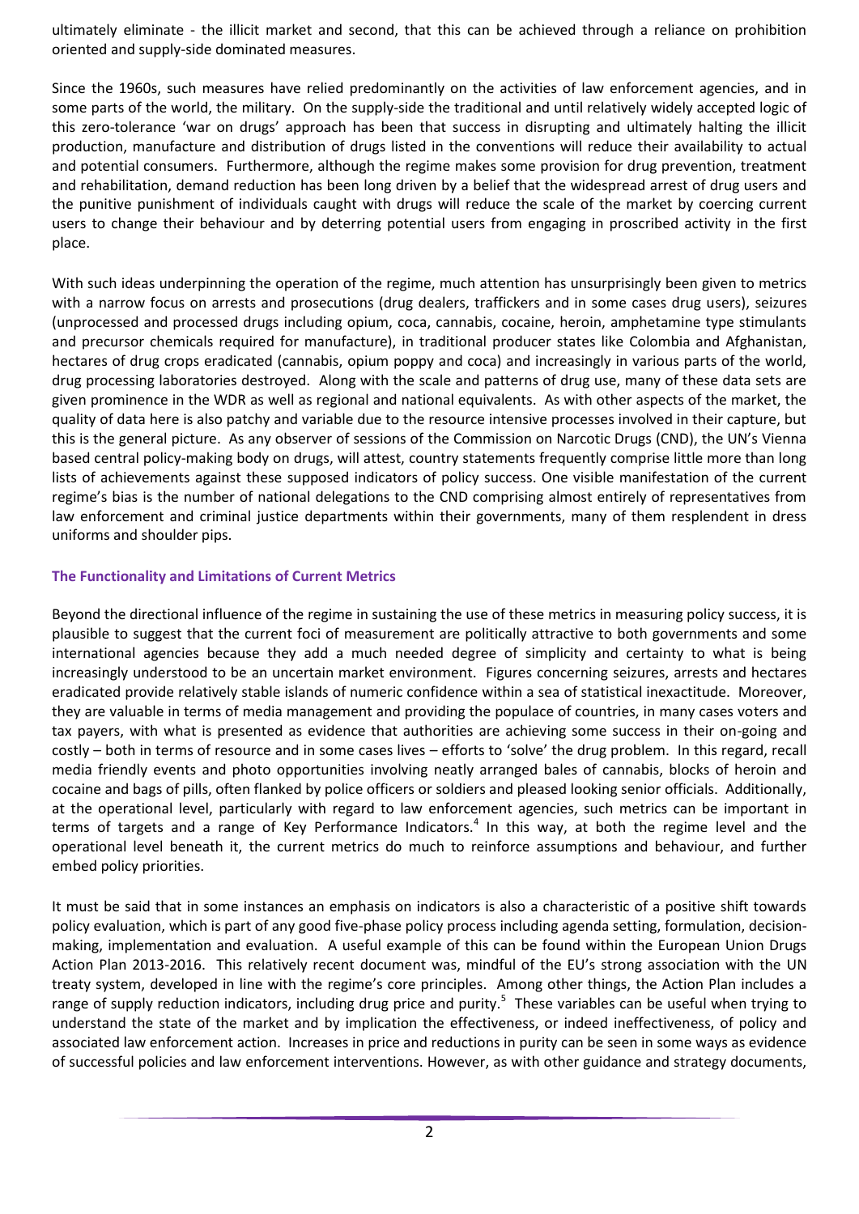ultimately eliminate - the illicit market and second, that this can be achieved through a reliance on prohibition oriented and supply-side dominated measures.

Since the 1960s, such measures have relied predominantly on the activities of law enforcement agencies, and in some parts of the world, the military. On the supply-side the traditional and until relatively widely accepted logic of this zero-tolerance 'war on drugs' approach has been that success in disrupting and ultimately halting the illicit production, manufacture and distribution of drugs listed in the conventions will reduce their availability to actual and potential consumers. Furthermore, although the regime makes some provision for drug prevention, treatment and rehabilitation, demand reduction has been long driven by a belief that the widespread arrest of drug users and the punitive punishment of individuals caught with drugs will reduce the scale of the market by coercing current users to change their behaviour and by deterring potential users from engaging in proscribed activity in the first place.

With such ideas underpinning the operation of the regime, much attention has unsurprisingly been given to metrics with a narrow focus on arrests and prosecutions (drug dealers, traffickers and in some cases drug users), seizures (unprocessed and processed drugs including opium, coca, cannabis, cocaine, heroin, amphetamine type stimulants and precursor chemicals required for manufacture), in traditional producer states like Colombia and Afghanistan, hectares of drug crops eradicated (cannabis, opium poppy and coca) and increasingly in various parts of the world, drug processing laboratories destroyed. Along with the scale and patterns of drug use, many of these data sets are given prominence in the WDR as well as regional and national equivalents. As with other aspects of the market, the quality of data here is also patchy and variable due to the resource intensive processes involved in their capture, but this is the general picture. As any observer of sessions of the Commission on Narcotic Drugs (CND), the UN's Vienna based central policy-making body on drugs, will attest, country statements frequently comprise little more than long lists of achievements against these supposed indicators of policy success. One visible manifestation of the current regime's bias is the number of national delegations to the CND comprising almost entirely of representatives from law enforcement and criminal justice departments within their governments, many of them resplendent in dress uniforms and shoulder pips.

### The Functionality and Limitations of Current Metrics

Beyond the directional influence of the regime in sustaining the use of these metrics in measuring policy success, it is plausible to suggest that the current foci of measurement are politically attractive to both governments and some international agencies because they add a much needed degree of simplicity and certainty to what is being increasingly understood to be an uncertain market environment. Figures concerning seizures, arrests and hectares eradicated provide relatively stable islands of numeric confidence within a sea of statistical inexactitude. Moreover, they are valuable in terms of media management and providing the populace of countries, in many cases voters and tax payers, with what is presented as evidence that authorities are achieving some success in their on-going and costly – both in terms of resource and in some cases lives – efforts to 'solve' the drug problem. In this regard, recall media friendly events and photo opportunities involving neatly arranged bales of cannabis, blocks of heroin and cocaine and bags of pills, often flanked by police officers or soldiers and pleased looking senior officials. Additionally, at the operational level, particularly with regard to law enforcement agencies, such metrics can be important in terms of targets and a range of Key Performance Indicators.[4] In this way, at both the regime level and the operational level beneath it, the current metrics do much to reinforce assumptions and behaviour, and further embed policy priorities.

It must be said that in some instances an emphasis on indicators is also a characteristic of a positive shift towards policy evaluation, which is part of any good five-phase policy process including agenda setting, formulation, decision-making, implementation and evaluation. A useful example of this can be found within the European Union Drugs Action Plan 2013-2016. This relatively recent document was, mindful of the EU's strong association with the UN treaty system, developed in line with the regime's core principles. Among other things, the Action Plan includes a range of supply reduction indicators, including drug price and purity.[5] These variables can be useful when trying to understand the state of the market and by implication the effectiveness, or indeed ineffectiveness, of policy and associated law enforcement action. Increases in price and reductions in purity can be seen in some ways as evidence of successful policies and law enforcement interventions. However, as with other guidance and strategy documents,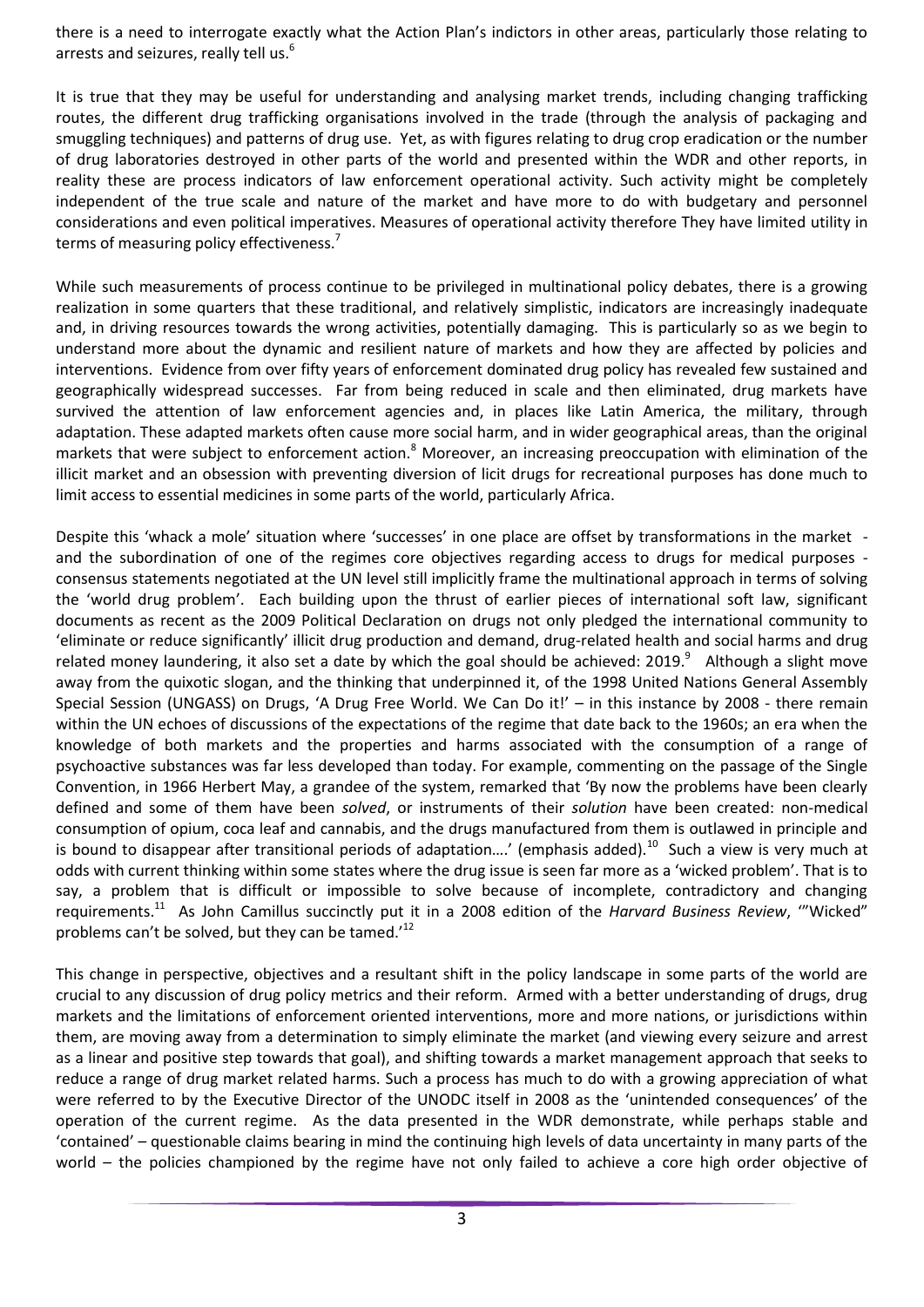there is a need to interrogate exactly what the Action Plan's indictors in other areas, particularly those relating to arrests and seizures, really tell us.[6]

It is true that they may be useful for understanding and analysing market trends, including changing trafficking routes, the different drug trafficking organisations involved in the trade (through the analysis of packaging and smuggling techniques) and patterns of drug use. Yet, as with figures relating to drug crop eradication or the number of drug laboratories destroyed in other parts of the world and presented within the WDR and other reports, in reality these are process indicators of law enforcement operational activity. Such activity might be completely independent of the true scale and nature of the market and have more to do with budgetary and personnel considerations and even political imperatives. Measures of operational activity therefore They have limited utility in terms of measuring policy effectiveness.[7]

While such measurements of process continue to be privileged in multinational policy debates, there is a growing realization in some quarters that these traditional, and relatively simplistic, indicators are increasingly inadequate and, in driving resources towards the wrong activities, potentially damaging. This is particularly so as we begin to understand more about the dynamic and resilient nature of markets and how they are affected by policies and interventions. Evidence from over fifty years of enforcement dominated drug policy has revealed few sustained and geographically widespread successes. Far from being reduced in scale and then eliminated, drug markets have survived the attention of law enforcement agencies and, in places like Latin America, the military, through adaptation. These adapted markets often cause more social harm, and in wider geographical areas, than the original markets that were subject to enforcement action.[8] Moreover, an increasing preoccupation with elimination of the illicit market and an obsession with preventing diversion of licit drugs for recreational purposes has done much to limit access to essential medicines in some parts of the world, particularly Africa.

Despite this 'whack a mole' situation where 'successes' in one place are offset by transformations in the market - and the subordination of one of the regimes core objectives regarding access to drugs for medical purposes - consensus statements negotiated at the UN level still implicitly frame the multinational approach in terms of solving the 'world drug problem'. Each building upon the thrust of earlier pieces of international soft law, significant documents as recent as the 2009 Political Declaration on drugs not only pledged the international community to 'eliminate or reduce significantly' illicit drug production and demand, drug-related health and social harms and drug related money laundering, it also set a date by which the goal should be achieved: 2019.[9] Although a slight move away from the quixotic slogan, and the thinking that underpinned it, of the 1998 United Nations General Assembly Special Session (UNGASS) on Drugs, 'A Drug Free World. We Can Do it!' – in this instance by 2008 - there remain within the UN echoes of discussions of the expectations of the regime that date back to the 1960s; an era when the knowledge of both markets and the properties and harms associated with the consumption of a range of psychoactive substances was far less developed than today. For example, commenting on the passage of the Single Convention, in 1966 Herbert May, a grandee of the system, remarked that 'By now the problems have been clearly defined and some of them have been *solved*, or instruments of their *solution* have been created: non-medical consumption of opium, coca leaf and cannabis, and the drugs manufactured from them is outlawed in principle and is bound to disappear after transitional periods of adaptation….' (emphasis added).[10] Such a view is very much at odds with current thinking within some states where the drug issue is seen far more as a 'wicked problem'. That is to say, a problem that is difficult or impossible to solve because of incomplete, contradictory and changing requirements.[11] As John Camillus succinctly put it in a 2008 edition of the *Harvard Business Review*, '"Wicked" problems can't be solved, but they can be tamed.'[12]

This change in perspective, objectives and a resultant shift in the policy landscape in some parts of the world are crucial to any discussion of drug policy metrics and their reform. Armed with a better understanding of drugs, drug markets and the limitations of enforcement oriented interventions, more and more nations, or jurisdictions within them, are moving away from a determination to simply eliminate the market (and viewing every seizure and arrest as a linear and positive step towards that goal), and shifting towards a market management approach that seeks to reduce a range of drug market related harms. Such a process has much to do with a growing appreciation of what were referred to by the Executive Director of the UNODC itself in 2008 as the 'unintended consequences' of the operation of the current regime. As the data presented in the WDR demonstrate, while perhaps stable and 'contained' – questionable claims bearing in mind the continuing high levels of data uncertainty in many parts of the world – the policies championed by the regime have not only failed to achieve a core high order objective of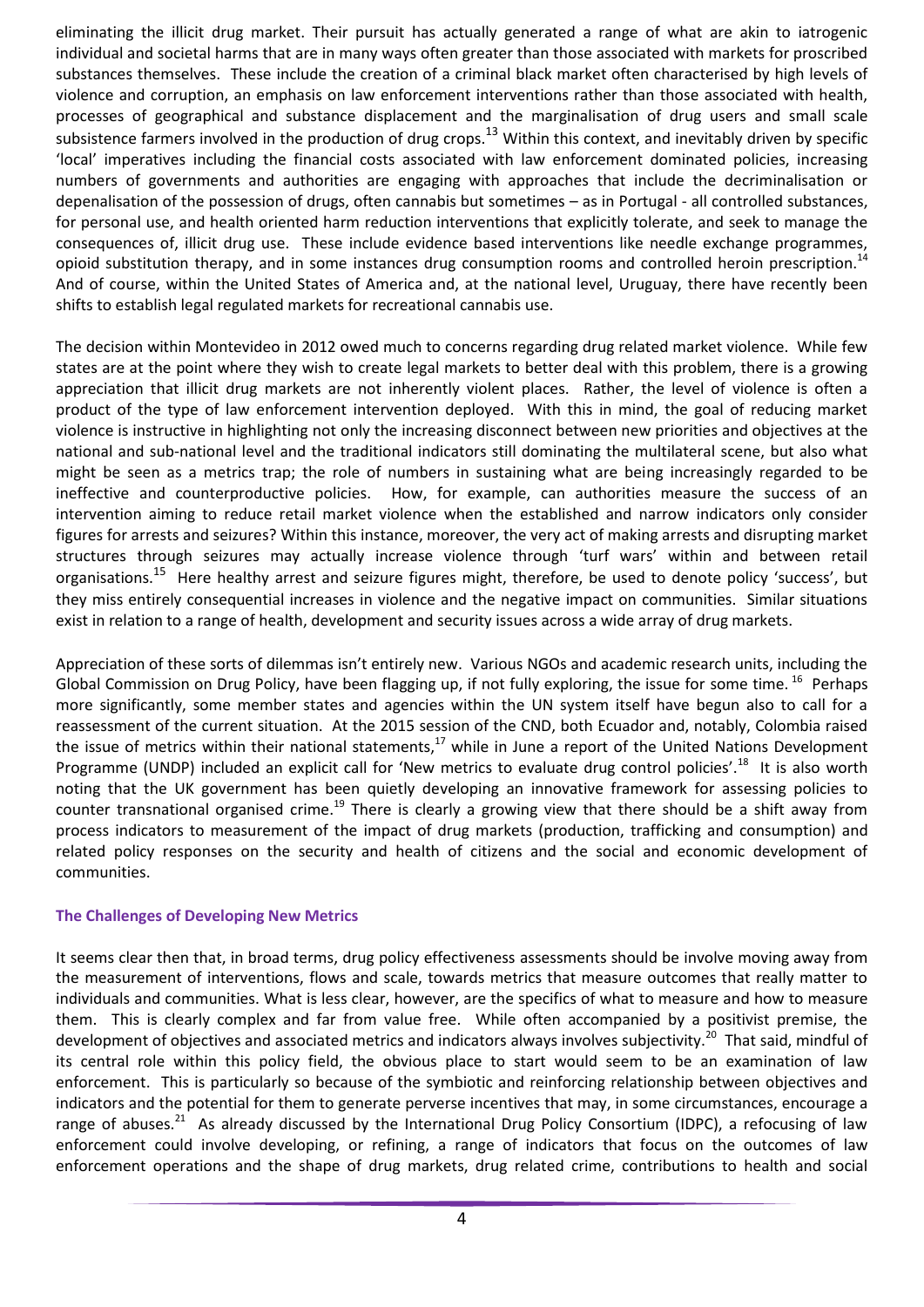eliminating the illicit drug market. Their pursuit has actually generated a range of what are akin to iatrogenic individual and societal harms that are in many ways often greater than those associated with markets for proscribed substances themselves. These include the creation of a criminal black market often characterised by high levels of violence and corruption, an emphasis on law enforcement interventions rather than those associated with health, processes of geographical and substance displacement and the marginalisation of drug users and small scale subsistence farmers involved in the production of drug crops.[13] Within this context, and inevitably driven by specific 'local' imperatives including the financial costs associated with law enforcement dominated policies, increasing numbers of governments and authorities are engaging with approaches that include the decriminalisation or depenalisation of the possession of drugs, often cannabis but sometimes – as in Portugal - all controlled substances, for personal use, and health oriented harm reduction interventions that explicitly tolerate, and seek to manage the consequences of, illicit drug use. These include evidence based interventions like needle exchange programmes, opioid substitution therapy, and in some instances drug consumption rooms and controlled heroin prescription.[14] And of course, within the United States of America and, at the national level, Uruguay, there have recently been shifts to establish legal regulated markets for recreational cannabis use.

The decision within Montevideo in 2012 owed much to concerns regarding drug related market violence. While few states are at the point where they wish to create legal markets to better deal with this problem, there is a growing appreciation that illicit drug markets are not inherently violent places. Rather, the level of violence is often a product of the type of law enforcement intervention deployed. With this in mind, the goal of reducing market violence is instructive in highlighting not only the increasing disconnect between new priorities and objectives at the national and sub-national level and the traditional indicators still dominating the multilateral scene, but also what might be seen as a metrics trap; the role of numbers in sustaining what are being increasingly regarded to be ineffective and counterproductive policies. How, for example, can authorities measure the success of an intervention aiming to reduce retail market violence when the established and narrow indicators only consider figures for arrests and seizures? Within this instance, moreover, the very act of making arrests and disrupting market structures through seizures may actually increase violence through 'turf wars' within and between retail organisations.[15] Here healthy arrest and seizure figures might, therefore, be used to denote policy 'success', but they miss entirely consequential increases in violence and the negative impact on communities. Similar situations exist in relation to a range of health, development and security issues across a wide array of drug markets.

Appreciation of these sorts of dilemmas isn't entirely new. Various NGOs and academic research units, including the Global Commission on Drug Policy, have been flagging up, if not fully exploring, the issue for some time.[16] Perhaps more significantly, some member states and agencies within the UN system itself have begun also to call for a reassessment of the current situation. At the 2015 session of the CND, both Ecuador and, notably, Colombia raised the issue of metrics within their national statements,[17] while in June a report of the United Nations Development Programme (UNDP) included an explicit call for 'New metrics to evaluate drug control policies'.[18] It is also worth noting that the UK government has been quietly developing an innovative framework for assessing policies to counter transnational organised crime.[19] There is clearly a growing view that there should be a shift away from process indicators to measurement of the impact of drug markets (production, trafficking and consumption) and related policy responses on the security and health of citizens and the social and economic development of communities.

### The Challenges of Developing New Metrics

It seems clear then that, in broad terms, drug policy effectiveness assessments should be involve moving away from the measurement of interventions, flows and scale, towards metrics that measure outcomes that really matter to individuals and communities. What is less clear, however, are the specifics of what to measure and how to measure them. This is clearly complex and far from value free. While often accompanied by a positivist premise, the development of objectives and associated metrics and indicators always involves subjectivity.[20] That said, mindful of its central role within this policy field, the obvious place to start would seem to be an examination of law enforcement. This is particularly so because of the symbiotic and reinforcing relationship between objectives and indicators and the potential for them to generate perverse incentives that may, in some circumstances, encourage a range of abuses.[21] As already discussed by the International Drug Policy Consortium (IDPC), a refocusing of law enforcement could involve developing, or refining, a range of indicators that focus on the outcomes of law enforcement operations and the shape of drug markets, drug related crime, contributions to health and social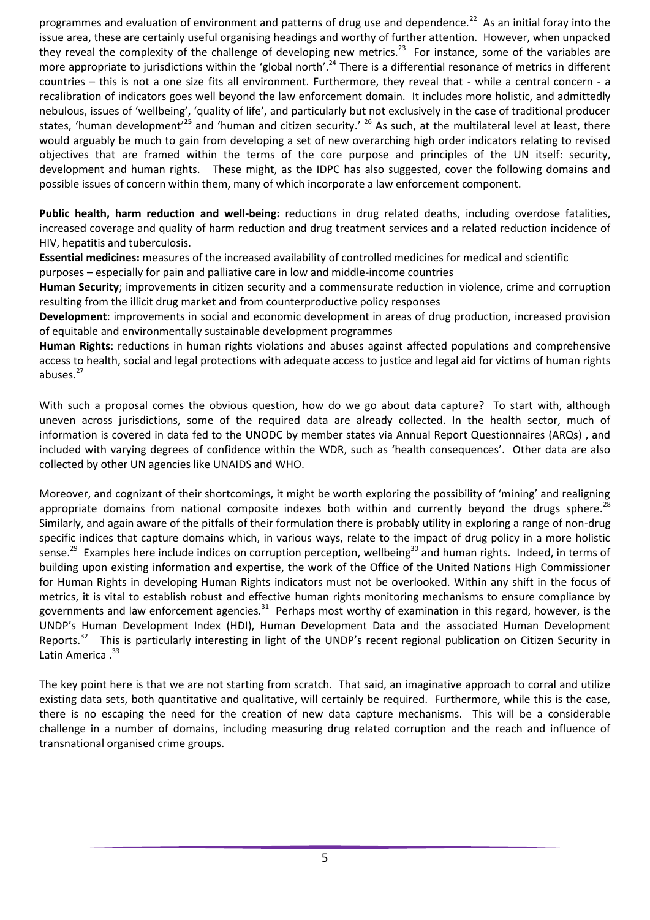programmes and evaluation of environment and patterns of drug use and dependence.[22] As an initial foray into the issue area, these are certainly useful organising headings and worthy of further attention. However, when unpacked they reveal the complexity of the challenge of developing new metrics.[23] For instance, some of the variables are more appropriate to jurisdictions within the 'global north'.[24] There is a differential resonance of metrics in different countries – this is not a one size fits all environment. Furthermore, they reveal that - while a central concern - a recalibration of indicators goes well beyond the law enforcement domain. It includes more holistic, and admittedly nebulous, issues of 'wellbeing', 'quality of life', and particularly but not exclusively in the case of traditional producer states, 'human development'[25] and 'human and citizen security.'[26] As such, at the multilateral level at least, there would arguably be much to gain from developing a set of new overarching high order indicators relating to revised objectives that are framed within the terms of the core purpose and principles of the UN itself: security, development and human rights. These might, as the IDPC has also suggested, cover the following domains and possible issues of concern within them, many of which incorporate a law enforcement component.

**Public health, harm reduction and well-being:** reductions in drug related deaths, including overdose fatalities, increased coverage and quality of harm reduction and drug treatment services and a related reduction incidence of HIV, hepatitis and tuberculosis.
**Essential medicines:** measures of the increased availability of controlled medicines for medical and scientific purposes – especially for pain and palliative care in low and middle-income countries
**Human Security**; improvements in citizen security and a commensurate reduction in violence, crime and corruption resulting from the illicit drug market and from counterproductive policy responses
**Development**: improvements in social and economic development in areas of drug production, increased provision of equitable and environmentally sustainable development programmes
**Human Rights**: reductions in human rights violations and abuses against affected populations and comprehensive access to health, social and legal protections with adequate access to justice and legal aid for victims of human rights abuses.[27]

With such a proposal comes the obvious question, how do we go about data capture? To start with, although uneven across jurisdictions, some of the required data are already collected. In the health sector, much of information is covered in data fed to the UNODC by member states via Annual Report Questionnaires (ARQs) , and included with varying degrees of confidence within the WDR, such as 'health consequences'. Other data are also collected by other UN agencies like UNAIDS and WHO.

Moreover, and cognizant of their shortcomings, it might be worth exploring the possibility of 'mining' and realigning appropriate domains from national composite indexes both within and currently beyond the drugs sphere.[28] Similarly, and again aware of the pitfalls of their formulation there is probably utility in exploring a range of non-drug specific indices that capture domains which, in various ways, relate to the impact of drug policy in a more holistic sense.[29] Examples here include indices on corruption perception, wellbeing[30] and human rights. Indeed, in terms of building upon existing information and expertise, the work of the Office of the United Nations High Commissioner for Human Rights in developing Human Rights indicators must not be overlooked. Within any shift in the focus of metrics, it is vital to establish robust and effective human rights monitoring mechanisms to ensure compliance by governments and law enforcement agencies.[31] Perhaps most worthy of examination in this regard, however, is the UNDP's Human Development Index (HDI), Human Development Data and the associated Human Development Reports.[32] This is particularly interesting in light of the UNDP's recent regional publication on Citizen Security in Latin America .[33]

The key point here is that we are not starting from scratch. That said, an imaginative approach to corral and utilize existing data sets, both quantitative and qualitative, will certainly be required. Furthermore, while this is the case, there is no escaping the need for the creation of new data capture mechanisms. This will be a considerable challenge in a number of domains, including measuring drug related corruption and the reach and influence of transnational organised crime groups.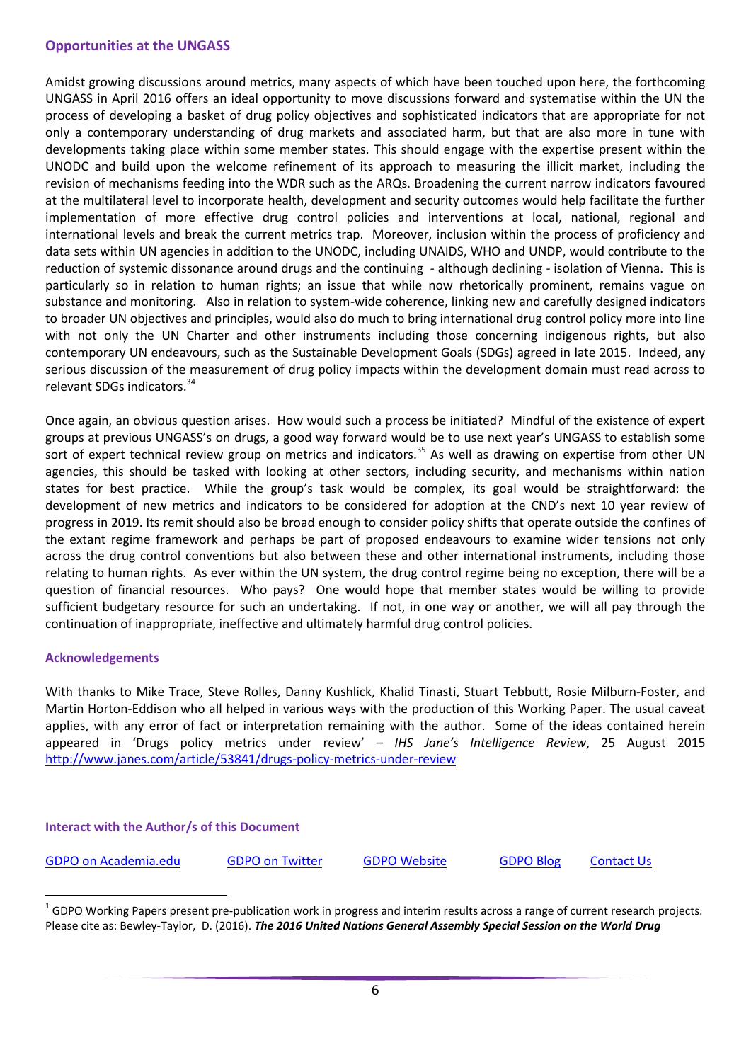### Opportunities at the UNGASS

Amidst growing discussions around metrics, many aspects of which have been touched upon here, the forthcoming UNGASS in April 2016 offers an ideal opportunity to move discussions forward and systematise within the UN the process of developing a basket of drug policy objectives and sophisticated indicators that are appropriate for not only a contemporary understanding of drug markets and associated harm, but that are also more in tune with developments taking place within some member states. This should engage with the expertise present within the UNODC and build upon the welcome refinement of its approach to measuring the illicit market, including the revision of mechanisms feeding into the WDR such as the ARQs. Broadening the current narrow indicators favoured at the multilateral level to incorporate health, development and security outcomes would help facilitate the further implementation of more effective drug control policies and interventions at local, national, regional and international levels and break the current metrics trap. Moreover, inclusion within the process of proficiency and data sets within UN agencies in addition to the UNODC, including UNAIDS, WHO and UNDP, would contribute to the reduction of systemic dissonance around drugs and the continuing - although declining - isolation of Vienna. This is particularly so in relation to human rights; an issue that while now rhetorically prominent, remains vague on substance and monitoring. Also in relation to system-wide coherence, linking new and carefully designed indicators to broader UN objectives and principles, would also do much to bring international drug control policy more into line with not only the UN Charter and other instruments including those concerning indigenous rights, but also contemporary UN endeavours, such as the Sustainable Development Goals (SDGs) agreed in late 2015. Indeed, any serious discussion of the measurement of drug policy impacts within the development domain must read across to relevant SDGs indicators.[34]

Once again, an obvious question arises. How would such a process be initiated? Mindful of the existence of expert groups at previous UNGASS's on drugs, a good way forward would be to use next year's UNGASS to establish some sort of expert technical review group on metrics and indicators.[35] As well as drawing on expertise from other UN agencies, this should be tasked with looking at other sectors, including security, and mechanisms within nation states for best practice. While the group's task would be complex, its goal would be straightforward: the development of new metrics and indicators to be considered for adoption at the CND's next 10 year review of progress in 2019. Its remit should also be broad enough to consider policy shifts that operate outside the confines of the extant regime framework and perhaps be part of proposed endeavours to examine wider tensions not only across the drug control conventions but also between these and other international instruments, including those relating to human rights. As ever within the UN system, the drug control regime being no exception, there will be a question of financial resources. Who pays? One would hope that member states would be willing to provide sufficient budgetary resource for such an undertaking. If not, in one way or another, we will all pay through the continuation of inappropriate, ineffective and ultimately harmful drug control policies.

### Acknowledgements

With thanks to Mike Trace, Steve Rolles, Danny Kushlick, Khalid Tinasti, Stuart Tebbutt, Rosie Milburn-Foster, and Martin Horton-Eddison who all helped in various ways with the production of this Working Paper. The usual caveat applies, with any error of fact or interpretation remaining with the author. Some of the ideas contained herein appeared in 'Drugs policy metrics under review' – *IHS Jane's Intelligence Review*, 25 August 2015 http://www.janes.com/article/53841/drugs-policy-metrics-under-review

### Interact with the Author/s of this Document

GDPO on Academia.edu | GDPO on Twitter | GDPO Website | GDPO Blog | Contact Us

---

[1] GDPO Working Papers present pre-publication work in progress and interim results across a range of current research projects. Please cite as: Bewley-Taylor, D. (2016). ***The 2016 United Nations General Assembly Special Session on the World Drug***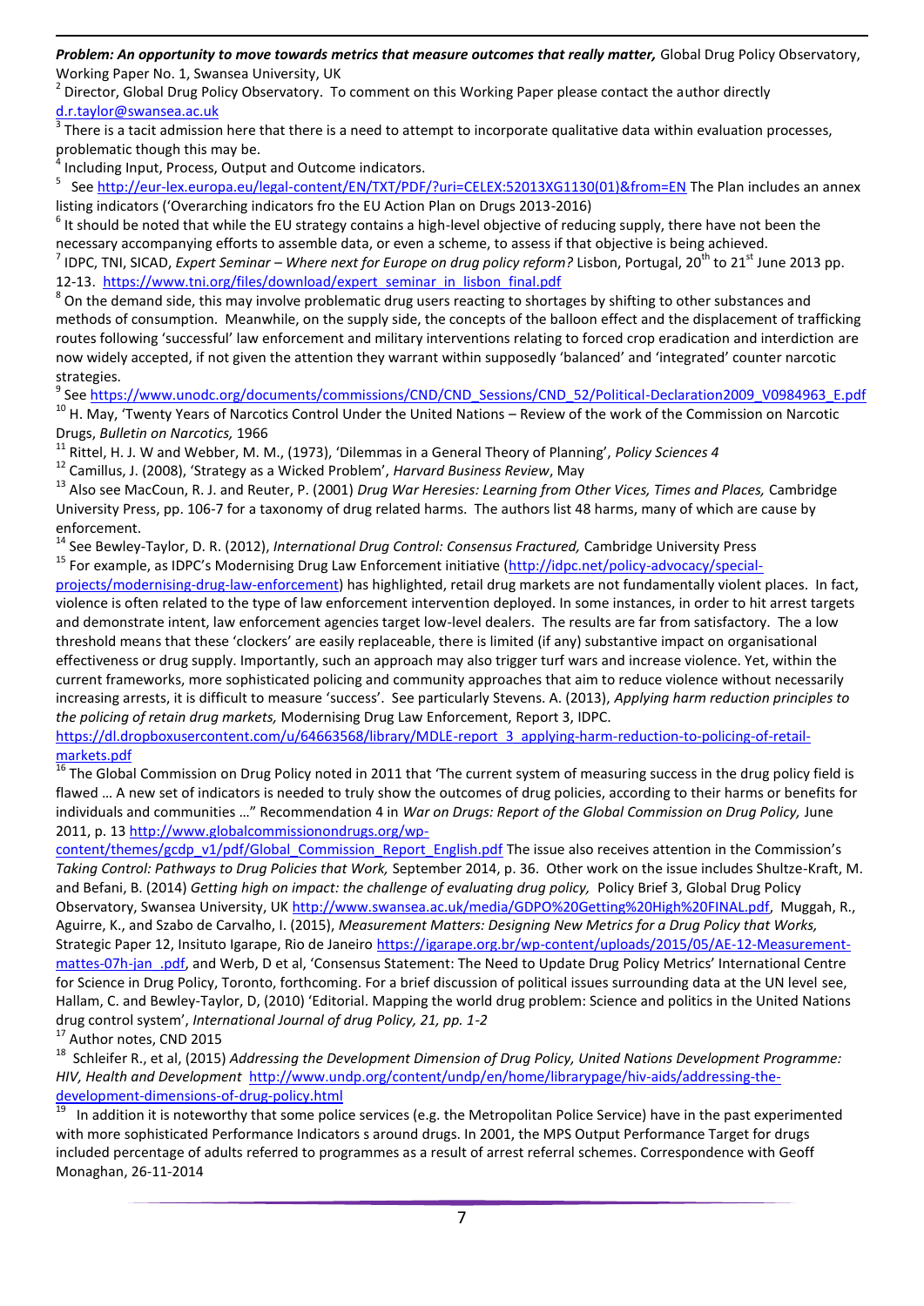*Problem: An opportunity to move towards metrics that measure outcomes that really matter,* Global Drug Policy Observatory, Working Paper No. 1, Swansea University, UK

[2] Director, Global Drug Policy Observatory. To comment on this Working Paper please contact the author directly d.r.taylor@swansea.ac.uk

[3] There is a tacit admission here that there is a need to attempt to incorporate qualitative data within evaluation processes, problematic though this may be.

[4] Including Input, Process, Output and Outcome indicators.

[5] See http://eur-lex.europa.eu/legal-content/EN/TXT/PDF/?uri=CELEX:52013XG1130(01)&from=EN The Plan includes an annex listing indicators ('Overarching indicators fro the EU Action Plan on Drugs 2013-2016)

[6] It should be noted that while the EU strategy contains a high-level objective of reducing supply, there have not been the necessary accompanying efforts to assemble data, or even a scheme, to assess if that objective is being achieved.

[7] IDPC, TNI, SICAD, *Expert Seminar – Where next for Europe on drug policy reform?* Lisbon, Portugal, 20th to 21st June 2013 pp. 12-13. https://www.tni.org/files/download/expert_seminar_in_lisbon_final.pdf

[8] On the demand side, this may involve problematic drug users reacting to shortages by shifting to other substances and methods of consumption. Meanwhile, on the supply side, the concepts of the balloon effect and the displacement of trafficking routes following 'successful' law enforcement and military interventions relating to forced crop eradication and interdiction are now widely accepted, if not given the attention they warrant within supposedly 'balanced' and 'integrated' counter narcotic strategies.

[9] See https://www.unodc.org/documents/commissions/CND/CND_Sessions/CND_52/Political-Declaration2009_V0984963_E.pdf

[10] H. May, 'Twenty Years of Narcotics Control Under the United Nations – Review of the work of the Commission on Narcotic Drugs, *Bulletin on Narcotics,* 1966

[11] Rittel, H. J. W and Webber, M. M., (1973), 'Dilemmas in a General Theory of Planning', *Policy Sciences 4*

[12] Camillus, J. (2008), 'Strategy as a Wicked Problem', *Harvard Business Review*, May

[13] Also see MacCoun, R. J. and Reuter, P. (2001) *Drug War Heresies: Learning from Other Vices, Times and Places,* Cambridge University Press, pp. 106-7 for a taxonomy of drug related harms. The authors list 48 harms, many of which are cause by enforcement.

[14] See Bewley-Taylor, D. R. (2012), *International Drug Control: Consensus Fractured,* Cambridge University Press

[15] For example, as IDPC's Modernising Drug Law Enforcement initiative (http://idpc.net/policy-advocacy/special-projects/modernising-drug-law-enforcement) has highlighted, retail drug markets are not fundamentally violent places. In fact, violence is often related to the type of law enforcement intervention deployed. In some instances, in order to hit arrest targets and demonstrate intent, law enforcement agencies target low-level dealers. The results are far from satisfactory. The a low threshold means that these 'clockers' are easily replaceable, there is limited (if any) substantive impact on organisational effectiveness or drug supply. Importantly, such an approach may also trigger turf wars and increase violence. Yet, within the current frameworks, more sophisticated policing and community approaches that aim to reduce violence without necessarily increasing arrests, it is difficult to measure 'success'. See particularly Stevens. A. (2013), *Applying harm reduction principles to the policing of retain drug markets,* Modernising Drug Law Enforcement, Report 3, IDPC. https://dl.dropboxusercontent.com/u/64663568/library/MDLE-report_3_applying-harm-reduction-to-policing-of-retail-markets.pdf

[16] The Global Commission on Drug Policy noted in 2011 that 'The current system of measuring success in the drug policy field is flawed … A new set of indicators is needed to truly show the outcomes of drug policies, according to their harms or benefits for individuals and communities …" Recommendation 4 in *War on Drugs: Report of the Global Commission on Drug Policy,* June 2011, p. 13 http://www.globalcommissionondrugs.org/wp-content/themes/gcdp_v1/pdf/Global_Commission_Report_English.pdf The issue also receives attention in the Commission's *Taking Control: Pathways to Drug Policies that Work,* September 2014, p. 36. Other work on the issue includes Shultze-Kraft, M. and Befani, B. (2014) *Getting high on impact: the challenge of evaluating drug policy,* Policy Brief 3, Global Drug Policy Observatory, Swansea University, UK http://www.swansea.ac.uk/media/GDPO%20Getting%20High%20FINAL.pdf, Muggah, R., Aguirre, K., and Szabo de Carvalho, I. (2015), *Measurement Matters: Designing New Metrics for a Drug Policy that Works,* Strategic Paper 12, Insituto Igarape, Rio de Janeiro https://igarape.org.br/wp-content/uploads/2015/05/AE-12-Measurement-mattes-07h-jan_.pdf, and Werb, D et al, 'Consensus Statement: The Need to Update Drug Policy Metrics' International Centre for Science in Drug Policy, Toronto, forthcoming. For a brief discussion of political issues surrounding data at the UN level see, Hallam, C. and Bewley-Taylor, D, (2010) 'Editorial. Mapping the world drug problem: Science and politics in the United Nations drug control system', *International Journal of drug Policy, 21, pp. 1-2*

[17] Author notes, CND 2015

[18] Schleifer R., et al, (2015) *Addressing the Development Dimension of Drug Policy, United Nations Development Programme: HIV, Health and Development* http://www.undp.org/content/undp/en/home/librarypage/hiv-aids/addressing-the-development-dimensions-of-drug-policy.html

[19] In addition it is noteworthy that some police services (e.g. the Metropolitan Police Service) have in the past experimented with more sophisticated Performance Indicators s around drugs. In 2001, the MPS Output Performance Target for drugs included percentage of adults referred to programmes as a result of arrest referral schemes. Correspondence with Geoff Monaghan, 26-11-2014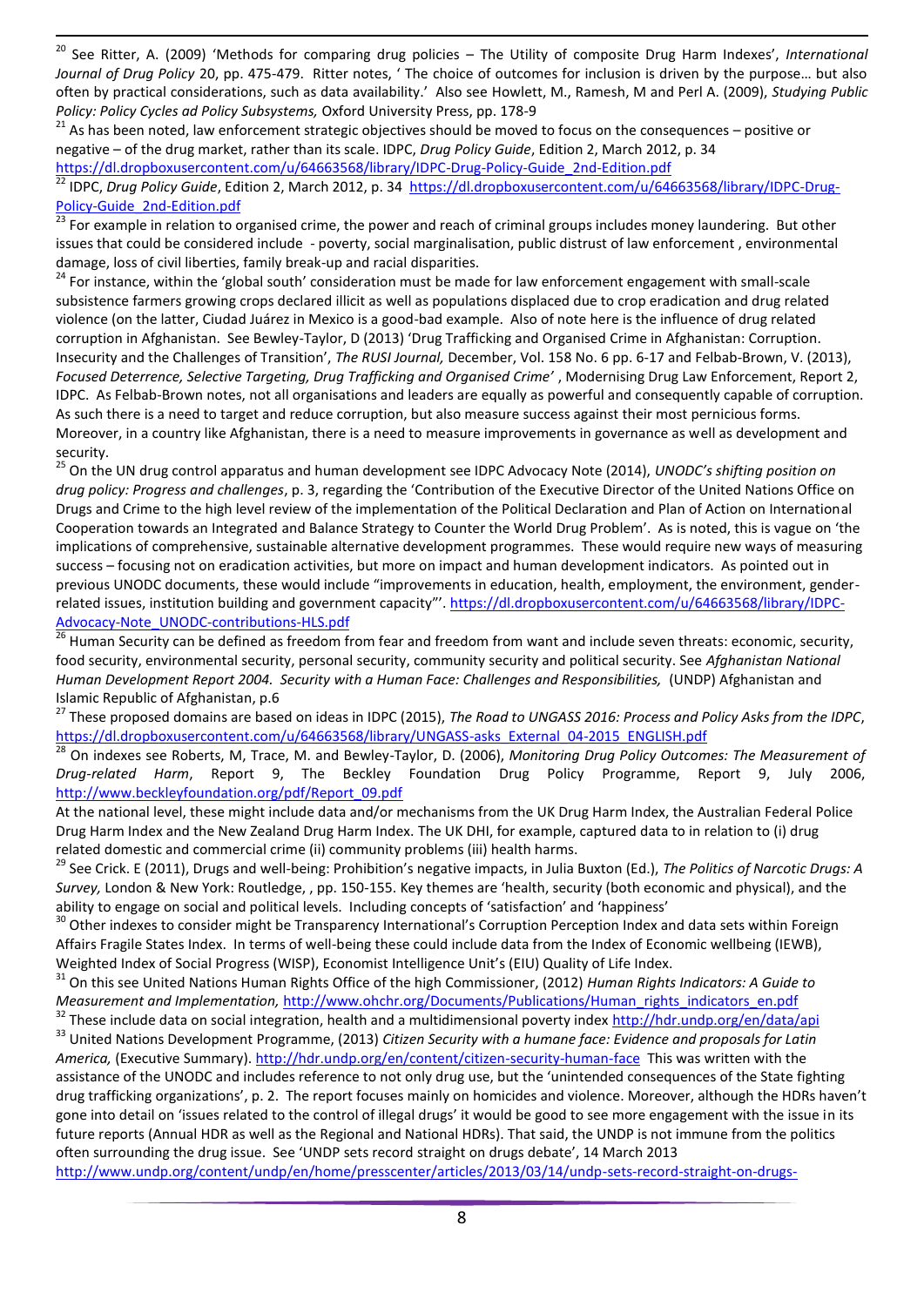[20] See Ritter, A. (2009) 'Methods for comparing drug policies – The Utility of composite Drug Harm Indexes', *International Journal of Drug Policy* 20, pp. 475-479. Ritter notes, ' The choice of outcomes for inclusion is driven by the purpose… but also often by practical considerations, such as data availability.' Also see Howlett, M., Ramesh, M and Perl A. (2009), *Studying Public Policy: Policy Cycles ad Policy Subsystems,* Oxford University Press, pp. 178-9

[21] As has been noted, law enforcement strategic objectives should be moved to focus on the consequences – positive or negative – of the drug market, rather than its scale. IDPC, *Drug Policy Guide*, Edition 2, March 2012, p. 34 https://dl.dropboxusercontent.com/u/64663568/library/IDPC-Drug-Policy-Guide_2nd-Edition.pdf

[22] IDPC, *Drug Policy Guide*, Edition 2, March 2012, p. 34 https://dl.dropboxusercontent.com/u/64663568/library/IDPC-Drug-Policy-Guide_2nd-Edition.pdf

[23] For example in relation to organised crime, the power and reach of criminal groups includes money laundering. But other issues that could be considered include - poverty, social marginalisation, public distrust of law enforcement , environmental damage, loss of civil liberties, family break-up and racial disparities.

[24] For instance, within the 'global south' consideration must be made for law enforcement engagement with small-scale subsistence farmers growing crops declared illicit as well as populations displaced due to crop eradication and drug related violence (on the latter, Ciudad Juárez in Mexico is a good-bad example. Also of note here is the influence of drug related corruption in Afghanistan. See Bewley-Taylor, D (2013) 'Drug Trafficking and Organised Crime in Afghanistan: Corruption. Insecurity and the Challenges of Transition', *The RUSI Journal,* December, Vol. 158 No. 6 pp. 6-17 and Felbab-Brown, V. (2013), *Focused Deterrence, Selective Targeting, Drug Trafficking and Organised Crime'* , Modernising Drug Law Enforcement, Report 2, IDPC. As Felbab-Brown notes, not all organisations and leaders are equally as powerful and consequently capable of corruption. As such there is a need to target and reduce corruption, but also measure success against their most pernicious forms. Moreover, in a country like Afghanistan, there is a need to measure improvements in governance as well as development and security.

[25] On the UN drug control apparatus and human development see IDPC Advocacy Note (2014), *UNODC's shifting position on drug policy: Progress and challenges*, p. 3, regarding the 'Contribution of the Executive Director of the United Nations Office on Drugs and Crime to the high level review of the implementation of the Political Declaration and Plan of Action on International Cooperation towards an Integrated and Balance Strategy to Counter the World Drug Problem'. As is noted, this is vague on 'the implications of comprehensive, sustainable alternative development programmes. These would require new ways of measuring success – focusing not on eradication activities, but more on impact and human development indicators. As pointed out in previous UNODC documents, these would include "improvements in education, health, employment, the environment, gender-related issues, institution building and government capacity"'. https://dl.dropboxusercontent.com/u/64663568/library/IDPC-Advocacy-Note_UNODC-contributions-HLS.pdf

[26] Human Security can be defined as freedom from fear and freedom from want and include seven threats: economic, security, food security, environmental security, personal security, community security and political security. See *Afghanistan National Human Development Report 2004. Security with a Human Face: Challenges and Responsibilities,* (UNDP) Afghanistan and Islamic Republic of Afghanistan, p.6

[27] These proposed domains are based on ideas in IDPC (2015), *The Road to UNGASS 2016: Process and Policy Asks from the IDPC*, https://dl.dropboxusercontent.com/u/64663568/library/UNGASS-asks_External_04-2015_ENGLISH.pdf

[28] On indexes see Roberts, M, Trace, M. and Bewley-Taylor, D. (2006), *Monitoring Drug Policy Outcomes: The Measurement of Drug-related Harm*, Report 9, The Beckley Foundation Drug Policy Programme, Report 9, July 2006, http://www.beckleyfoundation.org/pdf/Report_09.pdf

At the national level, these might include data and/or mechanisms from the UK Drug Harm Index, the Australian Federal Police Drug Harm Index and the New Zealand Drug Harm Index. The UK DHI, for example, captured data to in relation to (i) drug related domestic and commercial crime (ii) community problems (iii) health harms.

[29] See Crick. E (2011), Drugs and well-being: Prohibition's negative impacts, in Julia Buxton (Ed.), *The Politics of Narcotic Drugs: A Survey,* London & New York: Routledge, , pp. 150-155. Key themes are 'health, security (both economic and physical), and the ability to engage on social and political levels. Including concepts of 'satisfaction' and 'happiness'

[30] Other indexes to consider might be Transparency International's Corruption Perception Index and data sets within Foreign Affairs Fragile States Index. In terms of well-being these could include data from the Index of Economic wellbeing (IEWB), Weighted Index of Social Progress (WISP), Economist Intelligence Unit's (EIU) Quality of Life Index.

[31] On this see United Nations Human Rights Office of the high Commissioner, (2012) *Human Rights Indicators: A Guide to Measurement and Implementation,* http://www.ohchr.org/Documents/Publications/Human_rights_indicators_en.pdf

[32] These include data on social integration, health and a multidimensional poverty index http://hdr.undp.org/en/data/api

[33] United Nations Development Programme, (2013) *Citizen Security with a humane face: Evidence and proposals for Latin America,* (Executive Summary). http://hdr.undp.org/en/content/citizen-security-human-face This was written with the assistance of the UNODC and includes reference to not only drug use, but the 'unintended consequences of the State fighting drug trafficking organizations', p. 2. The report focuses mainly on homicides and violence. Moreover, although the HDRs haven't gone into detail on 'issues related to the control of illegal drugs' it would be good to see more engagement with the issue in its future reports (Annual HDR as well as the Regional and National HDRs). That said, the UNDP is not immune from the politics often surrounding the drug issue. See 'UNDP sets record straight on drugs debate', 14 March 2013 http://www.undp.org/content/undp/en/home/presscenter/articles/2013/03/14/undp-sets-record-straight-on-drugs-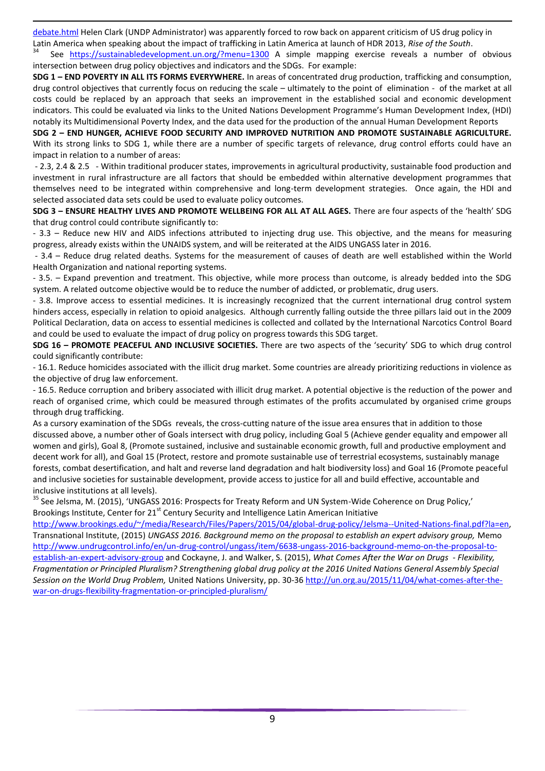debate.html Helen Clark (UNDP Administrator) was apparently forced to row back on apparent criticism of US drug policy in Latin America when speaking about the impact of trafficking in Latin America at launch of HDR 2013, *Rise of the South*.

[34] See https://sustainabledevelopment.un.org/?menu=1300 A simple mapping exercise reveals a number of obvious intersection between drug policy objectives and indicators and the SDGs. For example:

**SDG 1 – END POVERTY IN ALL ITS FORMS EVERYWHERE.** In areas of concentrated drug production, trafficking and consumption, drug control objectives that currently focus on reducing the scale – ultimately to the point of elimination - of the market at all costs could be replaced by an approach that seeks an improvement in the established social and economic development indicators. This could be evaluated via links to the United Nations Development Programme's Human Development Index, (HDI) notably its Multidimensional Poverty Index, and the data used for the production of the annual Human Development Reports

**SDG 2 – END HUNGER, ACHIEVE FOOD SECURITY AND IMPROVED NUTRITION AND PROMOTE SUSTAINABLE AGRICULTURE.** With its strong links to SDG 1, while there are a number of specific targets of relevance, drug control efforts could have an impact in relation to a number of areas:

- 2.3, 2.4 & 2.5 - Within traditional producer states, improvements in agricultural productivity, sustainable food production and investment in rural infrastructure are all factors that should be embedded within alternative development programmes that themselves need to be integrated within comprehensive and long-term development strategies. Once again, the HDI and selected associated data sets could be used to evaluate policy outcomes.

**SDG 3 – ENSURE HEALTHY LIVES AND PROMOTE WELLBEING FOR ALL AT ALL AGES.** There are four aspects of the 'health' SDG that drug control could contribute significantly to:

- 3.3 – Reduce new HIV and AIDS infections attributed to injecting drug use. This objective, and the means for measuring progress, already exists within the UNAIDS system, and will be reiterated at the AIDS UNGASS later in 2016.
- 3.4 – Reduce drug related deaths. Systems for the measurement of causes of death are well established within the World Health Organization and national reporting systems.
- 3.5. – Expand prevention and treatment. This objective, while more process than outcome, is already bedded into the SDG system. A related outcome objective would be to reduce the number of addicted, or problematic, drug users.
- 3.8. Improve access to essential medicines. It is increasingly recognized that the current international drug control system hinders access, especially in relation to opioid analgesics. Although currently falling outside the three pillars laid out in the 2009 Political Declaration, data on access to essential medicines is collected and collated by the International Narcotics Control Board and could be used to evaluate the impact of drug policy on progress towards this SDG target.

**SDG 16 – PROMOTE PEACEFUL AND INCLUSIVE SOCIETIES.** There are two aspects of the 'security' SDG to which drug control could significantly contribute:

- 16.1. Reduce homicides associated with the illicit drug market. Some countries are already prioritizing reductions in violence as the objective of drug law enforcement.
- 16.5. Reduce corruption and bribery associated with illicit drug market. A potential objective is the reduction of the power and reach of organised crime, which could be measured through estimates of the profits accumulated by organised crime groups through drug trafficking.

As a cursory examination of the SDGs reveals, the cross-cutting nature of the issue area ensures that in addition to those discussed above, a number other of Goals intersect with drug policy, including Goal 5 (Achieve gender equality and empower all women and girls), Goal 8, (Promote sustained, inclusive and sustainable economic growth, full and productive employment and decent work for all), and Goal 15 (Protect, restore and promote sustainable use of terrestrial ecosystems, sustainably manage forests, combat desertification, and halt and reverse land degradation and halt biodiversity loss) and Goal 16 (Promote peaceful and inclusive societies for sustainable development, provide access to justice for all and build effective, accountable and inclusive institutions at all levels).

[35] See Jelsma, M. (2015), 'UNGASS 2016: Prospects for Treaty Reform and UN System-Wide Coherence on Drug Policy,' Brookings Institute, Center for 21st Century Security and Intelligence Latin American Initiative http://www.brookings.edu/~/media/Research/Files/Papers/2015/04/global-drug-policy/Jelsma--United-Nations-final.pdf?la=en, Transnational Institute, (2015) *UNGASS 2016. Background memo on the proposal to establish an expert advisory group,* Memo http://www.undrugcontrol.info/en/un-drug-control/ungass/item/6638-ungass-2016-background-memo-on-the-proposal-to-establish-an-expert-advisory-group and Cockayne, J. and Walker, S. (2015), *What Comes After the War on Drugs - Flexibility, Fragmentation or Principled Pluralism? Strengthening global drug policy at the 2016 United Nations General Assembly Special Session on the World Drug Problem,* United Nations University, pp. 30-36 http://un.org.au/2015/11/04/what-comes-after-the-war-on-drugs-flexibility-fragmentation-or-principled-pluralism/